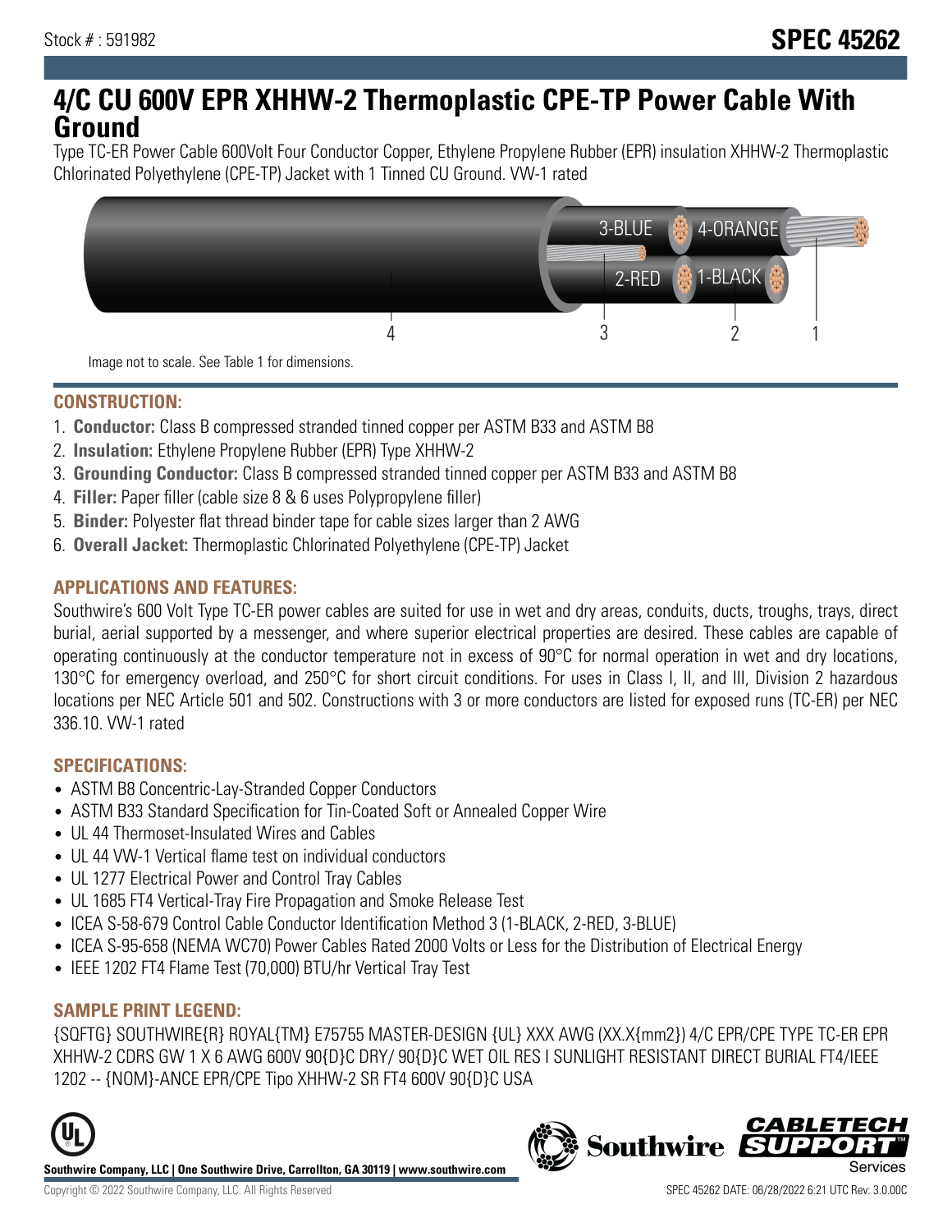Stock # : 591982

# SPEC 45262

# 4/C CU 600V EPR XHHW-2 Thermoplastic CPE-TP Power Cable With Ground

Type TC-ER Power Cable 600Volt Four Conductor Copper, Ethylene Propylene Rubber (EPR) insulation XHHW-2 Thermoplastic Chlorinated Polyethylene (CPE-TP) Jacket with 1 Tinned CU Ground. VW-1 rated

Image not to scale. See Table 1 for dimensions.

## CONSTRUCTION:

1. **Conductor:** Class B compressed stranded tinned copper per ASTM B33 and ASTM B8
2. **Insulation:** Ethylene Propylene Rubber (EPR) Type XHHW-2
3. **Grounding Conductor:** Class B compressed stranded tinned copper per ASTM B33 and ASTM B8
4. **Filler:** Paper filler (cable size 8 & 6 uses Polypropylene filler)
5. **Binder:** Polyester flat thread binder tape for cable sizes larger than 2 AWG
6. **Overall Jacket:** Thermoplastic Chlorinated Polyethylene (CPE-TP) Jacket

## APPLICATIONS AND FEATURES:

Southwire's 600 Volt Type TC-ER power cables are suited for use in wet and dry areas, conduits, ducts, troughs, trays, direct burial, aerial supported by a messenger, and where superior electrical properties are desired. These cables are capable of operating continuously at the conductor temperature not in excess of 90°C for normal operation in wet and dry locations, 130°C for emergency overload, and 250°C for short circuit conditions. For uses in Class I, II, and III, Division 2 hazardous locations per NEC Article 501 and 502. Constructions with 3 or more conductors are listed for exposed runs (TC-ER) per NEC 336.10. VW-1 rated

## SPECIFICATIONS:

- ASTM B8 Concentric-Lay-Stranded Copper Conductors
- ASTM B33 Standard Specification for Tin-Coated Soft or Annealed Copper Wire
- UL 44 Thermoset-Insulated Wires and Cables
- UL 44 VW-1 Vertical flame test on individual conductors
- UL 1277 Electrical Power and Control Tray Cables
- UL 1685 FT4 Vertical-Tray Fire Propagation and Smoke Release Test
- ICEA S-58-679 Control Cable Conductor Identification Method 3 (1-BLACK, 2-RED, 3-BLUE)
- ICEA S-95-658 (NEMA WC70) Power Cables Rated 2000 Volts or Less for the Distribution of Electrical Energy
- IEEE 1202 FT4 Flame Test (70,000) BTU/hr Vertical Tray Test

## SAMPLE PRINT LEGEND:

{SQFTG} SOUTHWIRE{R} ROYAL{TM} E75755 MASTER-DESIGN {UL} XXX AWG (XX.X{mm2}) 4/C EPR/CPE TYPE TC-ER EPR XHHW-2 CDRS GW 1 X 6 AWG 600V 90{D}C DRY/ 90{D}C WET OIL RES I SUNLIGHT RESISTANT DIRECT BURIAL FT4/IEEE 1202 -- {NOM}-ANCE EPR/CPE Tipo XHHW-2 SR FT4 600V 90{D}C USA

Southwire Company, LLC | One Southwire Drive, Carrollton, GA 30119 | www.southwire.com

Copyright © 2022 Southwire Company, LLC. All Rights Reserved

SPEC 45262 DATE: 06/28/2022 6:21 UTC Rev: 3.0.00C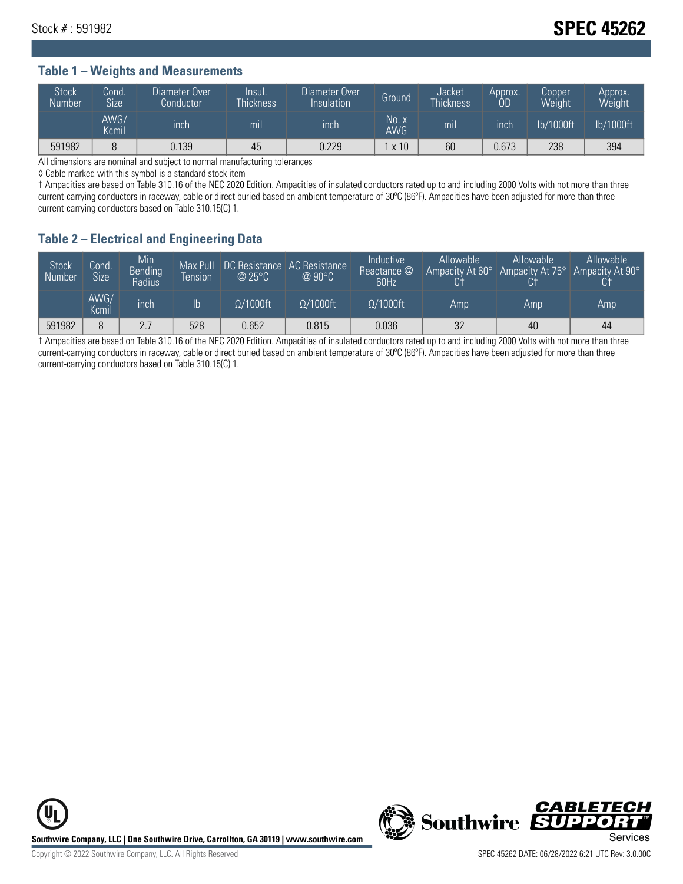## Table 1 – Weights and Measurements

| Stock Number | Cond. Size | Diameter Over Conductor | Insul. Thickness | Diameter Over Insulation | Ground | Jacket Thickness | Approx. OD | Copper Weight | Approx. Weight |
|---|---|---|---|---|---|---|---|---|---|
| | AWG/ Kcmil | inch | mil | inch | No. x AWG | mil | inch | lb/1000ft | lb/1000ft |
| 591982 | 8 | 0.139 | 45 | 0.229 | 1 x 10 | 60 | 0.673 | 238 | 394 |

All dimensions are nominal and subject to normal manufacturing tolerances

◊ Cable marked with this symbol is a standard stock item

† Ampacities are based on Table 310.16 of the NEC 2020 Edition. Ampacities of insulated conductors rated up to and including 2000 Volts with not more than three current-carrying conductors in raceway, cable or direct buried based on ambient temperature of 30ºC (86ºF). Ampacities have been adjusted for more than three current-carrying conductors based on Table 310.15(C) 1.

## Table 2 – Electrical and Engineering Data

| Stock Number | Cond. Size | Min Bending Radius | Max Pull Tension | DC Resistance @ 25°C | AC Resistance @ 90°C | Inductive Reactance @ 60Hz | Allowable Ampacity At 60° C† | Allowable Ampacity At 75° C† | Allowable Ampacity At 90° C† |
|---|---|---|---|---|---|---|---|---|---|
| | AWG/ Kcmil | inch | lb | Ω/1000ft | Ω/1000ft | Ω/1000ft | Amp | Amp | Amp |
| 591982 | 8 | 2.7 | 528 | 0.652 | 0.815 | 0.036 | 32 | 40 | 44 |

† Ampacities are based on Table 310.16 of the NEC 2020 Edition. Ampacities of insulated conductors rated up to and including 2000 Volts with not more than three current-carrying conductors in raceway, cable or direct buried based on ambient temperature of 30ºC (86ºF). Ampacities have been adjusted for more than three current-carrying conductors based on Table 310.15(C) 1.

**Southwire Company, LLC | One Southwire Drive, Carrollton, GA 30119 | www.southwire.com**

Copyright © 2022 Southwire Company, LLC. All Rights Reserved

SPEC 45262 DATE: 06/28/2022 6:21 UTC Rev: 3.0.00C